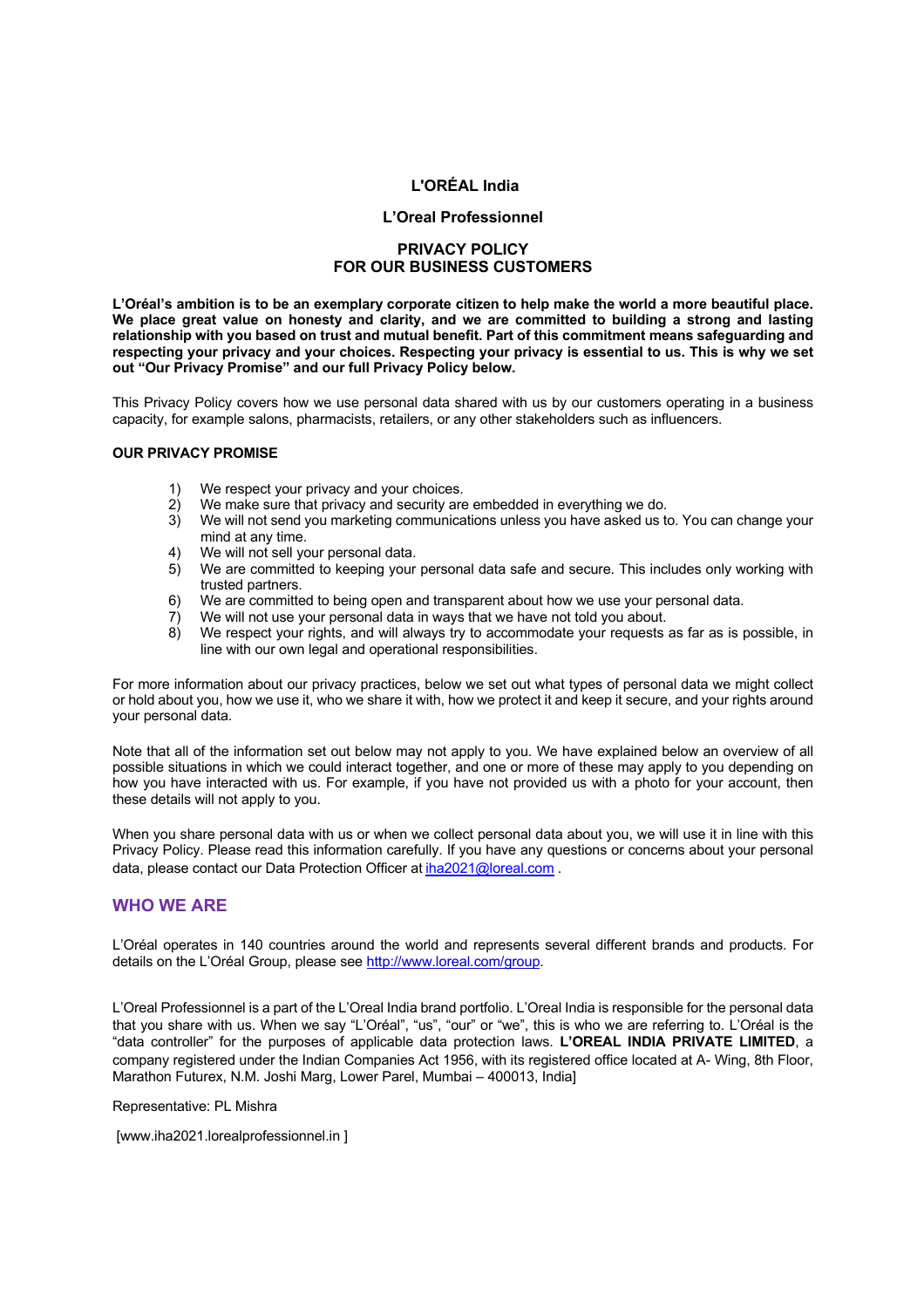# L'ORÉAL India

## L'Oreal Professionnel

## PRIVACY POLICY FOR OUR BUSINESS CUSTOMERS

**L'Oréal's ambition is to be an exemplary corporate citizen to help make the world a more beautiful place. We place great value on honesty and clarity, and we are committed to building a strong and lasting relationship with you based on trust and mutual benefit. Part of this commitment means safeguarding and respecting your privacy and your choices. Respecting your privacy is essential to us. This is why we set out "Our Privacy Promise" and our full Privacy Policy below.**

This Privacy Policy covers how we use personal data shared with us by our customers operating in a business capacity, for example salons, pharmacists, retailers, or any other stakeholders such as influencers.

**OUR PRIVACY PROMISE**

1) We respect your privacy and your choices.
2) We make sure that privacy and security are embedded in everything we do.
3) We will not send you marketing communications unless you have asked us to. You can change your mind at any time.
4) We will not sell your personal data.
5) We are committed to keeping your personal data safe and secure. This includes only working with trusted partners.
6) We are committed to being open and transparent about how we use your personal data.
7) We will not use your personal data in ways that we have not told you about.
8) We respect your rights, and will always try to accommodate your requests as far as is possible, in line with our own legal and operational responsibilities.

For more information about our privacy practices, below we set out what types of personal data we might collect or hold about you, how we use it, who we share it with, how we protect it and keep it secure, and your rights around your personal data.

Note that all of the information set out below may not apply to you. We have explained below an overview of all possible situations in which we could interact together, and one or more of these may apply to you depending on how you have interacted with us. For example, if you have not provided us with a photo for your account, then these details will not apply to you.

When you share personal data with us or when we collect personal data about you, we will use it in line with this Privacy Policy. Please read this information carefully. If you have any questions or concerns about your personal data, please contact our Data Protection Officer at iha2021@loreal.com .

## WHO WE ARE

L'Oréal operates in 140 countries around the world and represents several different brands and products. For details on the L'Oréal Group, please see http://www.loreal.com/group.

L'Oreal Professionnel is a part of the L'Oreal India brand portfolio. L'Oreal India is responsible for the personal data that you share with us. When we say "L'Oréal", "us", "our" or "we", this is who we are referring to. L'Oréal is the "data controller" for the purposes of applicable data protection laws. **L'OREAL INDIA PRIVATE LIMITED**, a company registered under the Indian Companies Act 1956, with its registered office located at A- Wing, 8th Floor, Marathon Futurex, N.M. Joshi Marg, Lower Parel, Mumbai – 400013, India]

Representative: PL Mishra

[www.iha2021.lorealprofessionnel.in ]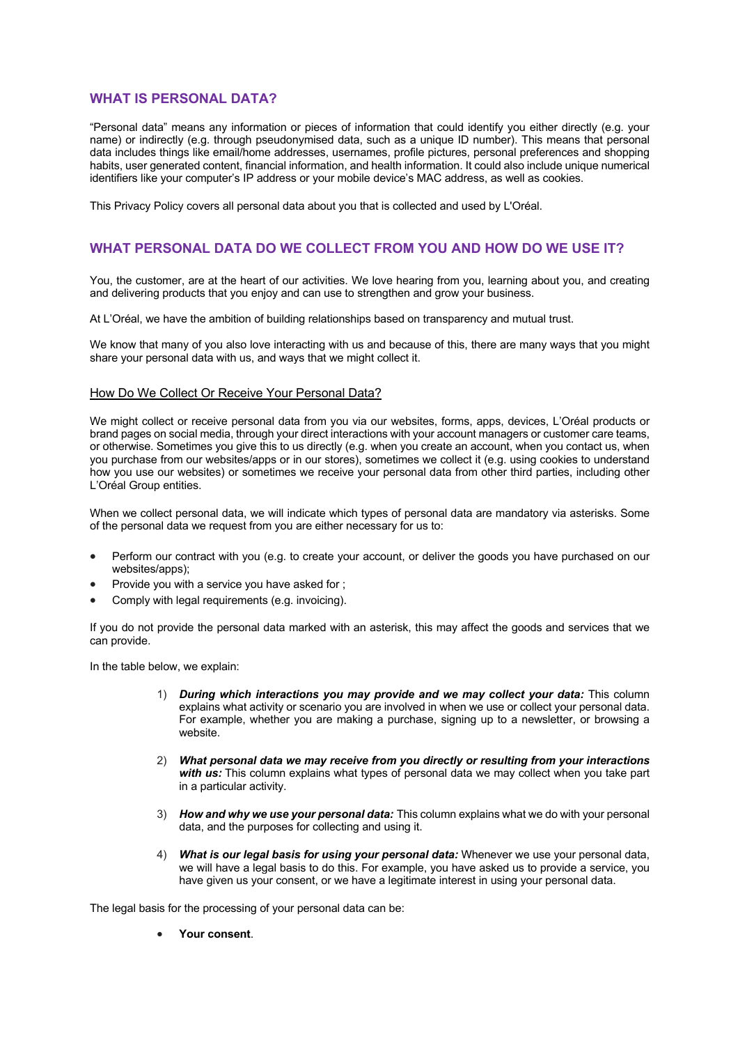## WHAT IS PERSONAL DATA?

"Personal data" means any information or pieces of information that could identify you either directly (e.g. your name) or indirectly (e.g. through pseudonymised data, such as a unique ID number). This means that personal data includes things like email/home addresses, usernames, profile pictures, personal preferences and shopping habits, user generated content, financial information, and health information. It could also include unique numerical identifiers like your computer's IP address or your mobile device's MAC address, as well as cookies.

This Privacy Policy covers all personal data about you that is collected and used by L'Oréal.

## WHAT PERSONAL DATA DO WE COLLECT FROM YOU AND HOW DO WE USE IT?

You, the customer, are at the heart of our activities. We love hearing from you, learning about you, and creating and delivering products that you enjoy and can use to strengthen and grow your business.

At L'Oréal, we have the ambition of building relationships based on transparency and mutual trust.

We know that many of you also love interacting with us and because of this, there are many ways that you might share your personal data with us, and ways that we might collect it.

### How Do We Collect Or Receive Your Personal Data?

We might collect or receive personal data from you via our websites, forms, apps, devices, L'Oréal products or brand pages on social media, through your direct interactions with your account managers or customer care teams, or otherwise. Sometimes you give this to us directly (e.g. when you create an account, when you contact us, when you purchase from our websites/apps or in our stores), sometimes we collect it (e.g. using cookies to understand how you use our websites) or sometimes we receive your personal data from other third parties, including other L'Oréal Group entities.

When we collect personal data, we will indicate which types of personal data are mandatory via asterisks. Some of the personal data we request from you are either necessary for us to:

- Perform our contract with you (e.g. to create your account, or deliver the goods you have purchased on our websites/apps);
- Provide you with a service you have asked for ;
- Comply with legal requirements (e.g. invoicing).

If you do not provide the personal data marked with an asterisk, this may affect the goods and services that we can provide.

In the table below, we explain:

1) ***During which interactions you may provide and we may collect your data:*** This column explains what activity or scenario you are involved in when we use or collect your personal data. For example, whether you are making a purchase, signing up to a newsletter, or browsing a website.

2) ***What personal data we may receive from you directly or resulting from your interactions with us:*** This column explains what types of personal data we may collect when you take part in a particular activity.

3) ***How and why we use your personal data:*** This column explains what we do with your personal data, and the purposes for collecting and using it.

4) ***What is our legal basis for using your personal data:*** Whenever we use your personal data, we will have a legal basis to do this. For example, you have asked us to provide a service, you have given us your consent, or we have a legitimate interest in using your personal data.

The legal basis for the processing of your personal data can be:

- **Your consent**.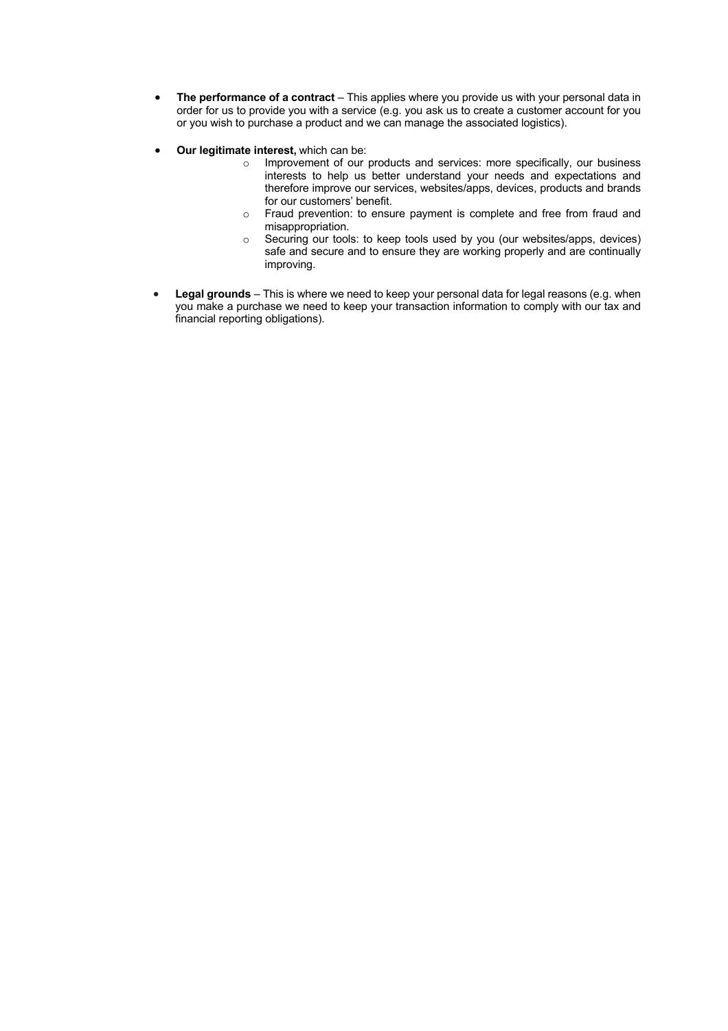- **The performance of a contract** – This applies where you provide us with your personal data in order for us to provide you with a service (e.g. you ask us to create a customer account for you or you wish to purchase a product and we can manage the associated logistics).

- **Our legitimate interest,** which can be:
  - Improvement of our products and services: more specifically, our business interests to help us better understand your needs and expectations and therefore improve our services, websites/apps, devices, products and brands for our customers' benefit.
  - Fraud prevention: to ensure payment is complete and free from fraud and misappropriation.
  - Securing our tools: to keep tools used by you (our websites/apps, devices) safe and secure and to ensure they are working properly and are continually improving.

- **Legal grounds** – This is where we need to keep your personal data for legal reasons (e.g. when you make a purchase we need to keep your transaction information to comply with our tax and financial reporting obligations).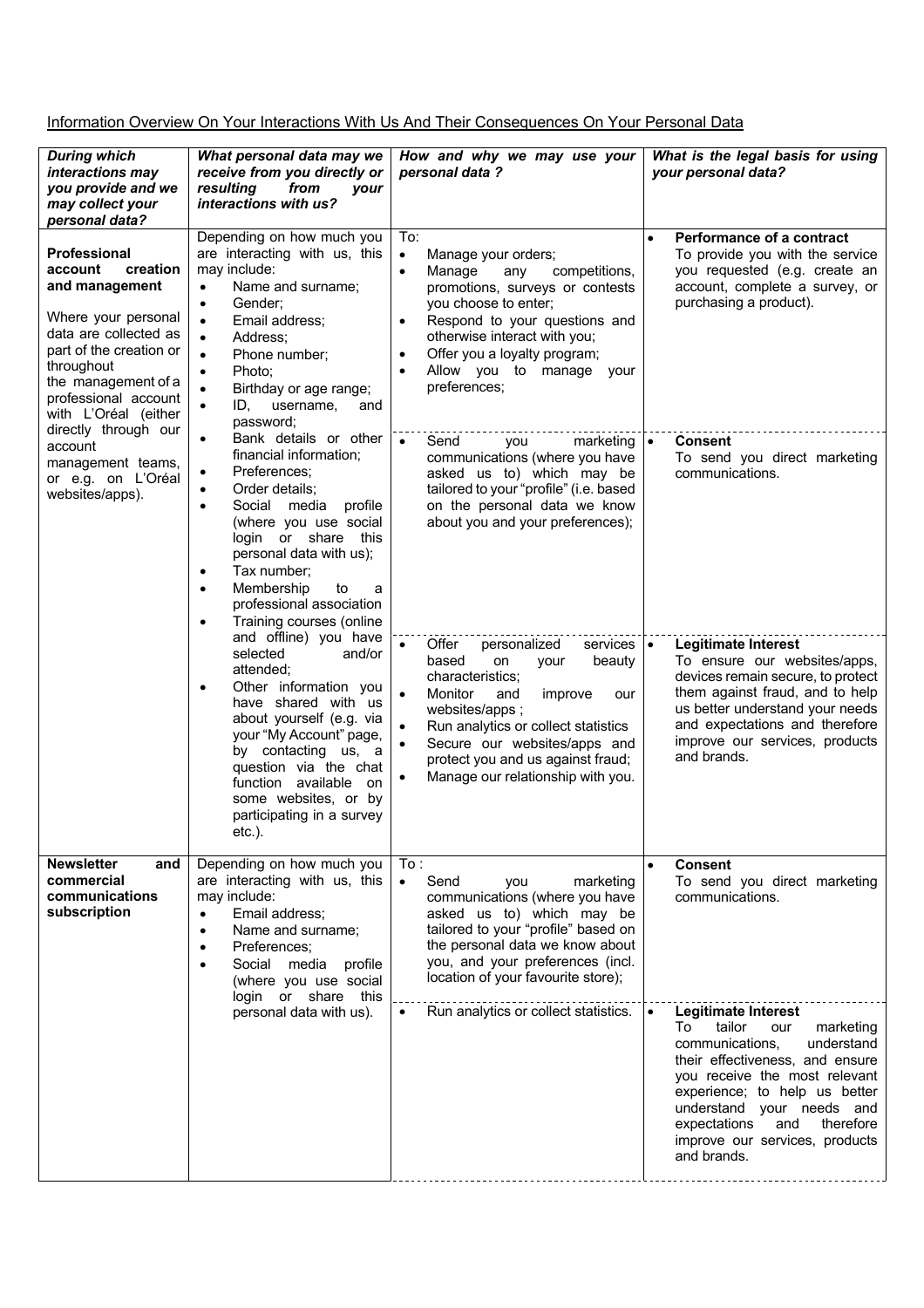Information Overview On Your Interactions With Us And Their Consequences On Your Personal Data

| ***During which interactions may you provide and we may collect your personal data?*** | ***What personal data may we receive from you directly or resulting from your interactions with us?*** | ***How and why we may use your personal data ?*** | ***What is the legal basis for using your personal data?*** |
|---|---|---|---|
| **Professional account creation and management**<br><br>Where your personal data are collected as part of the creation or throughout the management of a professional account with L'Oréal (either directly through our account management teams, or e.g. on L'Oréal websites/apps). | Depending on how much you are interacting with us, this may include:<br>• Name and surname;<br>• Gender;<br>• Email address;<br>• Address;<br>• Phone number;<br>• Photo;<br>• Birthday or age range;<br>• ID, username, and password;<br>• Bank details or other financial information;<br>• Preferences;<br>• Order details;<br>• Social media profile (where you use social login or share this personal data with us);<br>• Tax number;<br>• Membership to a professional association<br>• Training courses (online and offline) you have selected and/or attended;<br>• Other information you have shared with us about yourself (e.g. via your "My Account" page, by contacting us, a question via the chat function available on some websites, or by participating in a survey etc.). | To:<br>• Manage your orders;<br>• Manage any competitions, promotions, surveys or contests you choose to enter;<br>• Respond to your questions and otherwise interact with you;<br>• Offer you a loyalty program;<br>• Allow you to manage your preferences; | • **Performance of a contract**<br>To provide you with the service you requested (e.g. create an account, complete a survey, or purchasing a product). |
| | | • Send you marketing communications (where you have asked us to) which may be tailored to your "profile" (i.e. based on the personal data we know about you and your preferences); | • **Consent**<br>To send you direct marketing communications. |
| | | • Offer personalized services based on your beauty characteristics;<br>• Monitor and improve our websites/apps ;<br>• Run analytics or collect statistics<br>• Secure our websites/apps and protect you and us against fraud;<br>• Manage our relationship with you. | • **Legitimate Interest**<br>To ensure our websites/apps, devices remain secure, to protect them against fraud, and to help us better understand your needs and expectations and therefore improve our services, products and brands. |
| **Newsletter and commercial communications subscription** | Depending on how much you are interacting with us, this may include:<br>• Email address;<br>• Name and surname;<br>• Preferences;<br>• Social media profile (where you use social login or share this personal data with us). | To :<br>• Send you marketing communications (where you have asked us to) which may be tailored to your "profile" based on the personal data we know about you, and your preferences (incl. location of your favourite store); | • **Consent**<br>To send you direct marketing communications. |
| | | • Run analytics or collect statistics. | • **Legitimate Interest**<br>To tailor our marketing communications, understand their effectiveness, and ensure you receive the most relevant experience; to help us better understand your needs and expectations and therefore improve our services, products and brands. |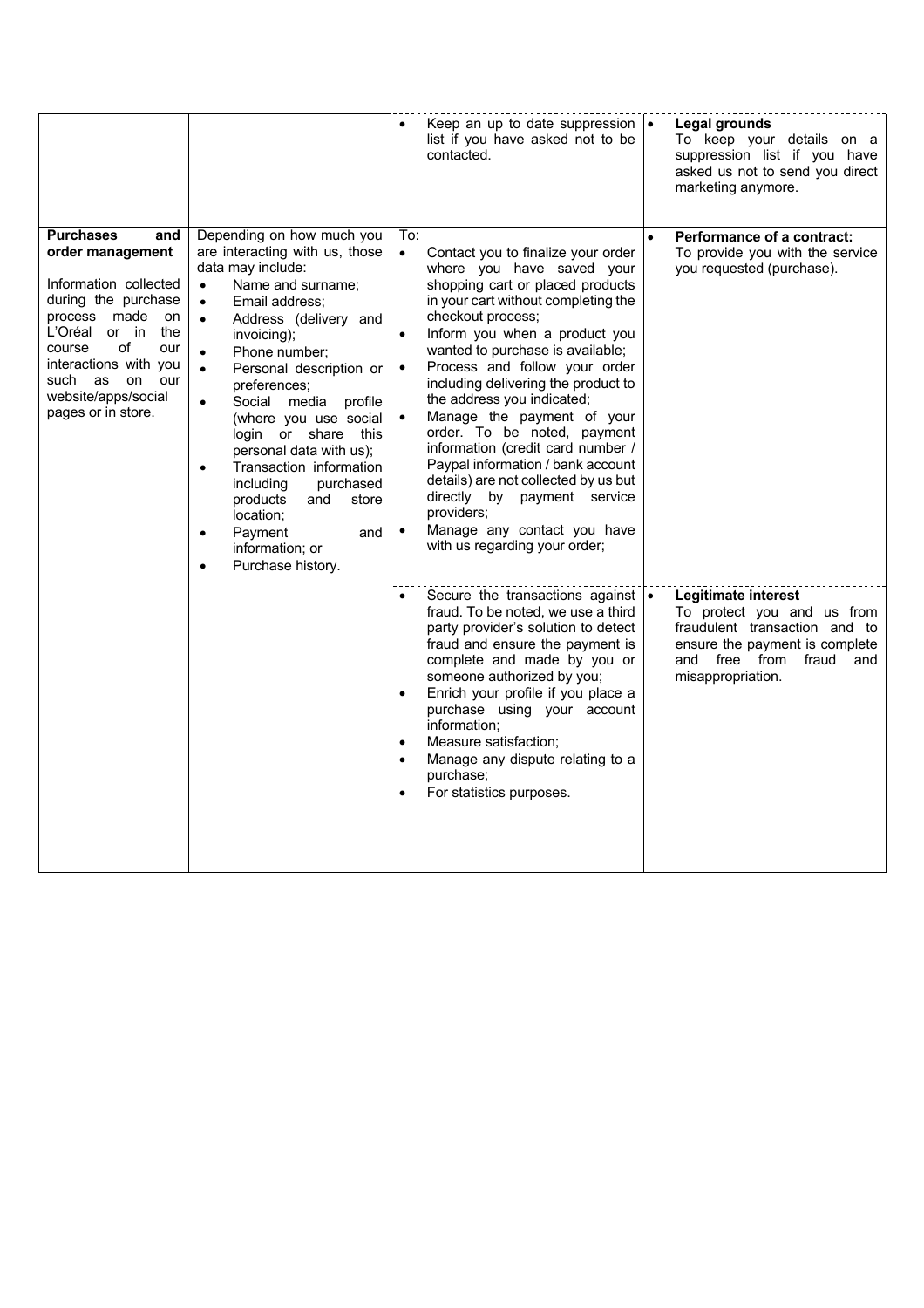| | | | |
|---|---|---|---|
| | | • Keep an up to date suppression list if you have asked not to be contacted. | • **Legal grounds** To keep your details on a suppression list if you have asked us not to send you direct marketing anymore. |
| **Purchases and order management** Information collected during the purchase process made on L'Oréal or in the course of our interactions with you such as on our website/apps/social pages or in store. | Depending on how much you are interacting with us, those data may include: • Name and surname; • Email address; • Address (delivery and invoicing); • Phone number; • Personal description or preferences; • Social media profile (where you use social login or share this personal data with us); • Transaction information including purchased products and store location; • Payment and information; or • Purchase history. | To: • Contact you to finalize your order where you have saved your shopping cart or placed products in your cart without completing the checkout process; • Inform you when a product you wanted to purchase is available; • Process and follow your order including delivering the product to the address you indicated; • Manage the payment of your order. To be noted, payment information (credit card number / Paypal information / bank account details) are not collected by us but directly by payment service providers; • Manage any contact you have with us regarding your order; | • **Performance of a contract:** To provide you with the service you requested (purchase). |
| | | • Secure the transactions against fraud. To be noted, we use a third party provider's solution to detect fraud and ensure the payment is complete and made by you or someone authorized by you; • Enrich your profile if you place a purchase using your account information; • Measure satisfaction; • Manage any dispute relating to a purchase; • For statistics purposes. | • **Legitimate interest** To protect you and us from fraudulent transaction and to ensure the payment is complete and free from fraud and misappropriation. |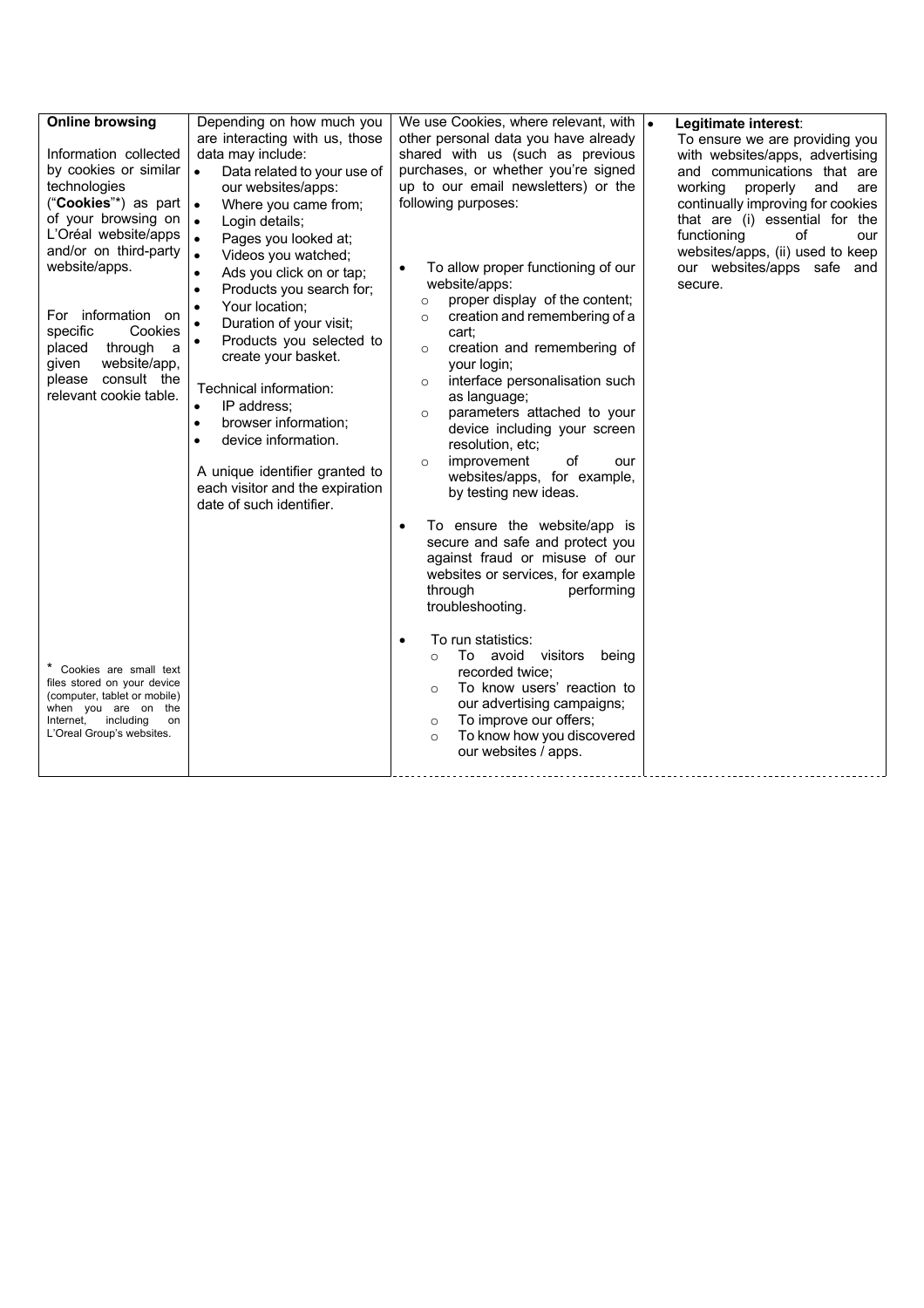| **Online browsing**<br><br>Information collected by cookies or similar technologies ("**Cookies**"*) as part of your browsing on L'Oréal website/apps and/or on third-party website/apps.<br><br>For information on specific Cookies placed through a given website/app, please consult the relevant cookie table.<br><br>* Cookies are small text files stored on your device (computer, tablet or mobile) when you are on the Internet, including on L'Oreal Group's websites. | Depending on how much you are interacting with us, those data may include:<br>• Data related to your use of our websites/apps:<br>• Where you came from;<br>• Login details;<br>• Pages you looked at;<br>• Videos you watched;<br>• Ads you click on or tap;<br>• Products you search for;<br>• Your location;<br>• Duration of your visit;<br>• Products you selected to create your basket.<br><br>Technical information:<br>• IP address;<br>• browser information;<br>• device information.<br><br>A unique identifier granted to each visitor and the expiration date of such identifier. | We use Cookies, where relevant, with other personal data you have already shared with us (such as previous purchases, or whether you're signed up to our email newsletters) or the following purposes:<br><br>• To allow proper functioning of our website/apps:<br>  ○ proper display of the content;<br>  ○ creation and remembering of a cart;<br>  ○ creation and remembering of your login;<br>  ○ interface personalisation such as language;<br>  ○ parameters attached to your device including your screen resolution, etc;<br>  ○ improvement of our websites/apps, for example, by testing new ideas.<br><br>• To ensure the website/app is secure and safe and protect you against fraud or misuse of our websites or services, for example through performing troubleshooting.<br><br>• To run statistics:<br>  ○ To avoid visitors being recorded twice;<br>  ○ To know users' reaction to our advertising campaigns;<br>  ○ To improve our offers;<br>  ○ To know how you discovered our websites / apps. | • **Legitimate interest**:<br>To ensure we are providing you with websites/apps, advertising and communications that are working properly and are continually improving for cookies that are (i) essential for the functioning of our websites/apps, (ii) used to keep our websites/apps safe and secure. |
|---|---|---|---|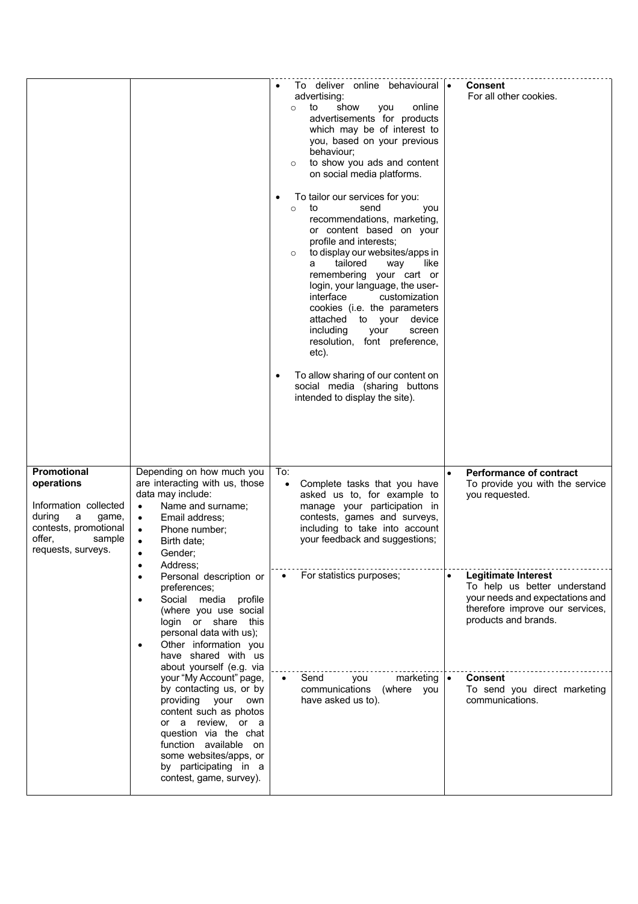| | | | |
|---|---|---|---|
| | | • To deliver online behavioural advertising:<br>  ○ to show you online advertisements for products which may be of interest to you, based on your previous behaviour;<br>  ○ to show you ads and content on social media platforms.<br><br>• To tailor our services for you:<br>  ○ to send you recommendations, marketing, or content based on your profile and interests;<br>  ○ to display our websites/apps in a tailored way like remembering your cart or login, your language, the user-interface customization cookies (i.e. the parameters attached to your device including your screen resolution, font preference, etc).<br><br>• To allow sharing of our content on social media (sharing buttons intended to display the site). | • **Consent**<br>For all other cookies. |
| **Promotional operations**<br><br>Information collected during a game, contests, promotional offer, sample requests, surveys. | Depending on how much you are interacting with us, those data may include:<br>• Name and surname;<br>• Email address;<br>• Phone number;<br>• Birth date;<br>• Gender;<br>• Address;<br>• Personal description or preferences;<br>• Social media profile (where you use social login or share this personal data with us);<br>• Other information you have shared with us about yourself (e.g. via your "My Account" page, by contacting us, or by providing your own content such as photos or a review, or a question via the chat function available on some websites/apps, or by participating in a contest, game, survey). | To:<br>• Complete tasks that you have asked us to, for example to manage your participation in contests, games and surveys, including to take into account your feedback and suggestions; | • **Performance of contract**<br>To provide you with the service you requested. |
| | | • For statistics purposes; | • **Legitimate Interest**<br>To help us better understand your needs and expectations and therefore improve our services, products and brands. |
| | | • Send you marketing communications (where you have asked us to). | • **Consent**<br>To send you direct marketing communications. |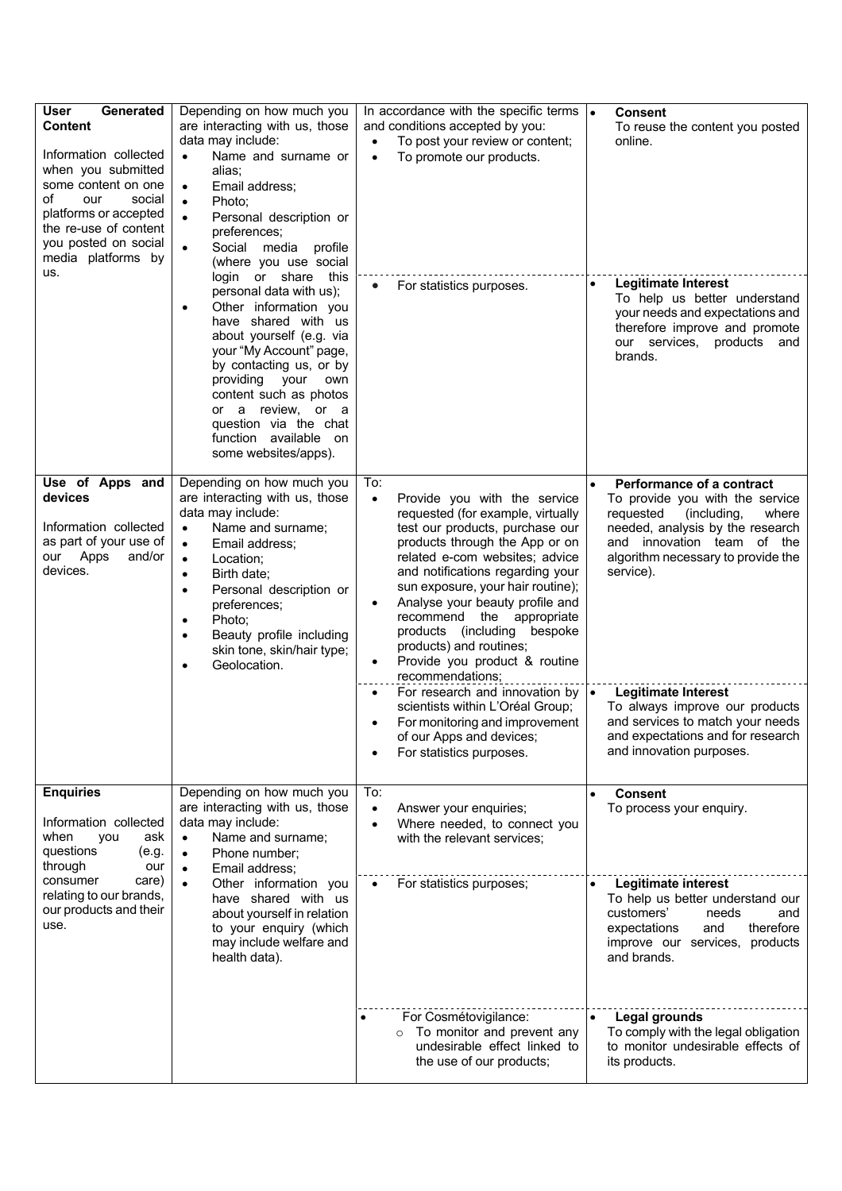| | | | |
|---|---|---|---|
| **User Generated Content**<br><br>Information collected when you submitted some content on one of our social platforms or accepted the re-use of content you posted on social media platforms by us. | Depending on how much you are interacting with us, those data may include:<br>• Name and surname or alias;<br>• Email address;<br>• Photo;<br>• Personal description or preferences;<br>• Social media profile (where you use social login or share this personal data with us);<br>• Other information you have shared with us about yourself (e.g. via your "My Account" page, by contacting us, or by providing your own content such as photos or a review, or a question via the chat function available on some websites/apps). | In accordance with the specific terms and conditions accepted by you:<br>• To post your review or content;<br>• To promote our products. | • **Consent**<br>To reuse the content you posted online. |
| | | • For statistics purposes. | • **Legitimate Interest**<br>To help us better understand your needs and expectations and therefore improve and promote our services, products and brands. |
| **Use of Apps and devices**<br><br>Information collected as part of your use of our Apps and/or devices. | Depending on how much you are interacting with us, those data may include:<br>• Name and surname;<br>• Email address;<br>• Location;<br>• Birth date;<br>• Personal description or preferences;<br>• Photo;<br>• Beauty profile including skin tone, skin/hair type;<br>• Geolocation. | To:<br>• Provide you with the service requested (for example, virtually test our products, purchase our products through the App or on related e-com websites; advice and notifications regarding your sun exposure, your hair routine);<br>• Analyse your beauty profile and recommend the appropriate products (including bespoke products) and routines;<br>• Provide you product & routine recommendations; | • **Performance of a contract**<br>To provide you with the service requested (including, where needed, analysis by the research and innovation team of the algorithm necessary to provide the service). |
| | | • For research and innovation by scientists within L'Oréal Group;<br>• For monitoring and improvement of our Apps and devices;<br>• For statistics purposes. | • **Legitimate Interest**<br>To always improve our products and services to match your needs and expectations and for research and innovation purposes. |
| **Enquiries**<br><br>Information collected when you ask questions (e.g. through our consumer care) relating to our brands, our products and their use. | Depending on how much you are interacting with us, those data may include:<br>• Name and surname;<br>• Phone number;<br>• Email address;<br>• Other information you have shared with us about yourself in relation to your enquiry (which may include welfare and health data). | To:<br>• Answer your enquiries;<br>• Where needed, to connect you with the relevant services; | • **Consent**<br>To process your enquiry. |
| | | • For statistics purposes; | • **Legitimate interest**<br>To help us better understand our customers' needs and expectations and therefore improve our services, products and brands. |
| | | • For Cosmétovigilance:<br>  ○ To monitor and prevent any undesirable effect linked to the use of our products; | • **Legal grounds**<br>To comply with the legal obligation to monitor undesirable effects of its products. |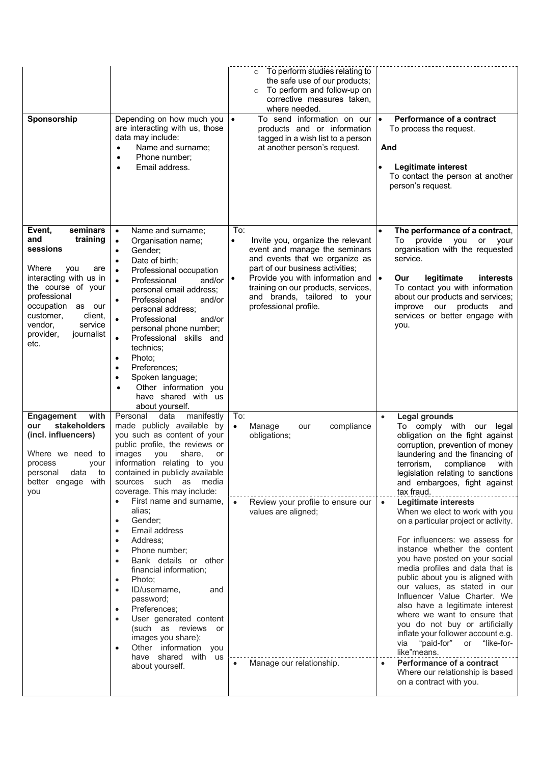| | | | |
|---|---|---|---|
| | | ○ To perform studies relating to the safe use of our products;<br>○ To perform and follow-up on corrective measures taken, where needed. | |
| **Sponsorship** | Depending on how much you are interacting with us, those data may include:<br>• Name and surname;<br>• Phone number;<br>• Email address. | • To send information on our products and or information tagged in a wish list to a person at another person's request. | • **Performance of a contract**<br>To process the request.<br><br>**And**<br><br>• **Legitimate interest**<br>To contact the person at another person's request. |
| **Event, seminars and training sessions**<br><br>Where you are interacting with us in the course of your professional occupation as our customer, client, vendor, service provider, journalist etc. | • Name and surname;<br>• Organisation name;<br>• Gender;<br>• Date of birth;<br>• Professional occupation<br>• Professional and/or personal email address;<br>• Professional and/or personal address;<br>• Professional and/or personal phone number;<br>• Professional skills and technics;<br>• Photo;<br>• Preferences;<br>• Spoken language;<br>• Other information you have shared with us about yourself. | To:<br>• Invite you, organize the relevant event and manage the seminars and events that we organize as part of our business activities;<br>• Provide you with information and training on our products, services, and brands, tailored to your professional profile. | • **The performance of a contract**, To provide you or your organisation with the requested service.<br><br>• **Our legitimate interests** To contact you with information about our products and services; improve our products and services or better engage with you. |
| **Engagement with our stakeholders (incl. influencers)**<br><br>Where we need to process your personal data to better engage with you | Personal data manifestly made publicly available by you such as content of your public profile, the reviews or images you share, or information relating to you contained in publicly available sources such as media coverage. This may include:<br>• First name and surname, alias;<br>• Gender;<br>• Email address<br>• Address;<br>• Phone number;<br>• Bank details or other financial information;<br>• Photo;<br>• ID/username, and password;<br>• Preferences;<br>• User generated content (such as reviews or images you share);<br>• Other information you have shared with us about yourself. | To:<br>• Manage our compliance obligations; | • **Legal grounds**<br>To comply with our legal obligation on the fight against corruption, prevention of money laundering and the financing of terrorism, compliance with legislation relating to sanctions and embargoes, fight against tax fraud. |
| | | • Review your profile to ensure our values are aligned; | • **Legitimate interests**<br>When we elect to work with you on a particular project or activity.<br><br>For influencers: we assess for instance whether the content you have posted on your social media profiles and data that is public about you is aligned with our values, as stated in our Influencer Value Charter. We also have a legitimate interest where we want to ensure that you do not buy or artificially inflate your follower account e.g. via "paid-for" or "like-for-like"means. |
| | | • Manage our relationship. | • **Performance of a contract**<br>Where our relationship is based on a contract with you. |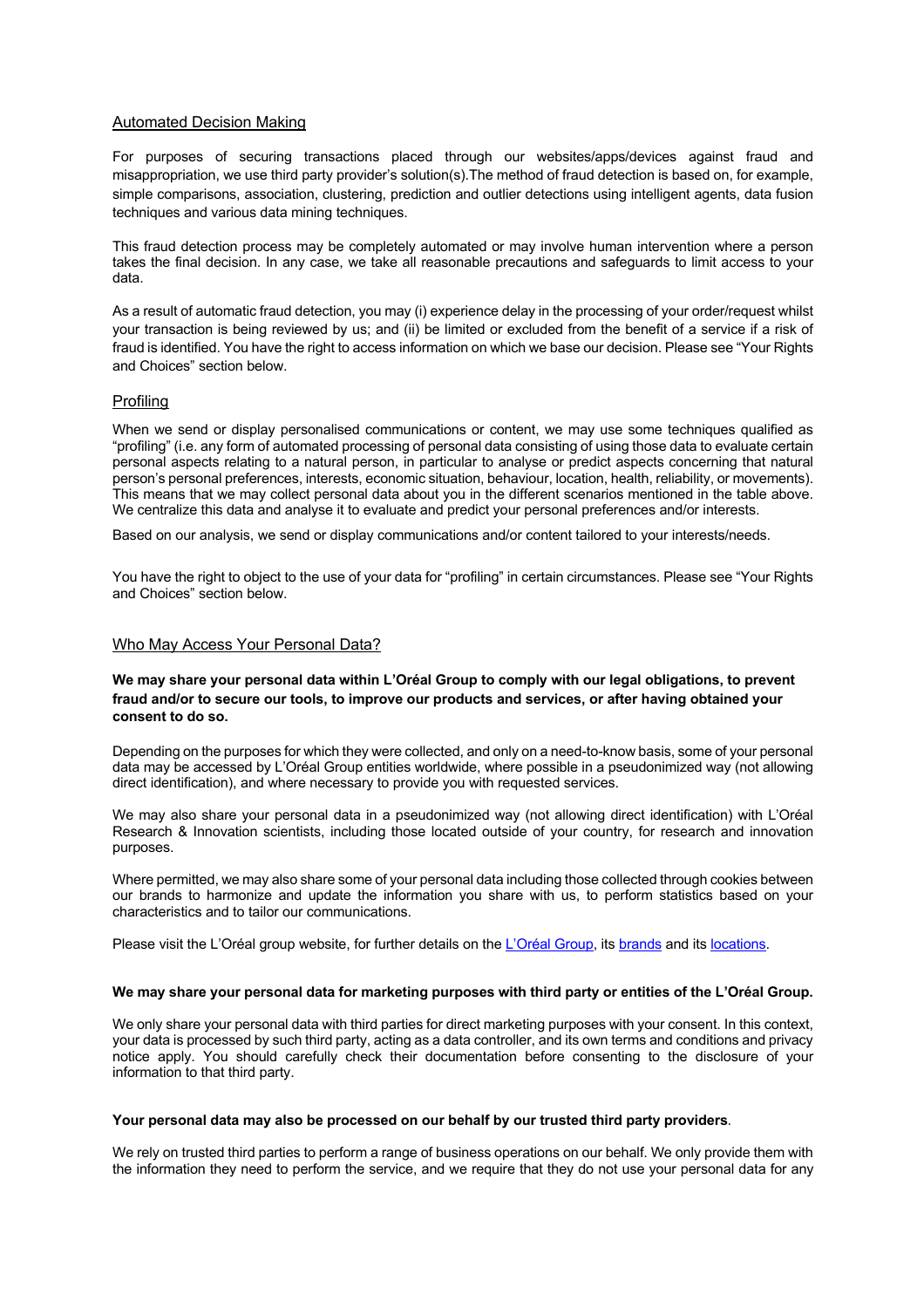## Automated Decision Making

For purposes of securing transactions placed through our websites/apps/devices against fraud and misappropriation, we use third party provider's solution(s).The method of fraud detection is based on, for example, simple comparisons, association, clustering, prediction and outlier detections using intelligent agents, data fusion techniques and various data mining techniques.

This fraud detection process may be completely automated or may involve human intervention where a person takes the final decision. In any case, we take all reasonable precautions and safeguards to limit access to your data.

As a result of automatic fraud detection, you may (i) experience delay in the processing of your order/request whilst your transaction is being reviewed by us; and (ii) be limited or excluded from the benefit of a service if a risk of fraud is identified. You have the right to access information on which we base our decision. Please see "Your Rights and Choices" section below.

## Profiling

When we send or display personalised communications or content, we may use some techniques qualified as "profiling" (i.e. any form of automated processing of personal data consisting of using those data to evaluate certain personal aspects relating to a natural person, in particular to analyse or predict aspects concerning that natural person's personal preferences, interests, economic situation, behaviour, location, health, reliability, or movements). This means that we may collect personal data about you in the different scenarios mentioned in the table above. We centralize this data and analyse it to evaluate and predict your personal preferences and/or interests.

Based on our analysis, we send or display communications and/or content tailored to your interests/needs.

You have the right to object to the use of your data for "profiling" in certain circumstances. Please see "Your Rights and Choices" section below.

## Who May Access Your Personal Data?

**We may share your personal data within L'Oréal Group to comply with our legal obligations, to prevent fraud and/or to secure our tools, to improve our products and services, or after having obtained your consent to do so.**

Depending on the purposes for which they were collected, and only on a need-to-know basis, some of your personal data may be accessed by L'Oréal Group entities worldwide, where possible in a pseudonimized way (not allowing direct identification), and where necessary to provide you with requested services.

We may also share your personal data in a pseudonimized way (not allowing direct identification) with L'Oréal Research & Innovation scientists, including those located outside of your country, for research and innovation purposes.

Where permitted, we may also share some of your personal data including those collected through cookies between our brands to harmonize and update the information you share with us, to perform statistics based on your characteristics and to tailor our communications.

Please visit the L'Oréal group website, for further details on the L'Oréal Group, its brands and its locations.

**We may share your personal data for marketing purposes with third party or entities of the L'Oréal Group.**

We only share your personal data with third parties for direct marketing purposes with your consent. In this context, your data is processed by such third party, acting as a data controller, and its own terms and conditions and privacy notice apply. You should carefully check their documentation before consenting to the disclosure of your information to that third party.

**Your personal data may also be processed on our behalf by our trusted third party providers**.

We rely on trusted third parties to perform a range of business operations on our behalf. We only provide them with the information they need to perform the service, and we require that they do not use your personal data for any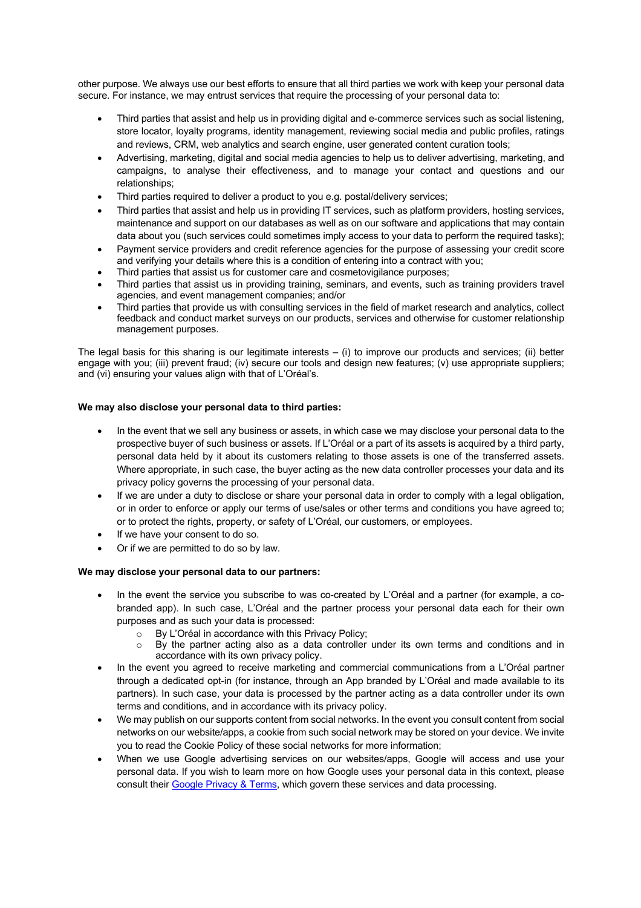other purpose. We always use our best efforts to ensure that all third parties we work with keep your personal data secure. For instance, we may entrust services that require the processing of your personal data to:

- Third parties that assist and help us in providing digital and e-commerce services such as social listening, store locator, loyalty programs, identity management, reviewing social media and public profiles, ratings and reviews, CRM, web analytics and search engine, user generated content curation tools;
- Advertising, marketing, digital and social media agencies to help us to deliver advertising, marketing, and campaigns, to analyse their effectiveness, and to manage your contact and questions and our relationships;
- Third parties required to deliver a product to you e.g. postal/delivery services;
- Third parties that assist and help us in providing IT services, such as platform providers, hosting services, maintenance and support on our databases as well as on our software and applications that may contain data about you (such services could sometimes imply access to your data to perform the required tasks);
- Payment service providers and credit reference agencies for the purpose of assessing your credit score and verifying your details where this is a condition of entering into a contract with you;
- Third parties that assist us for customer care and cosmetovigilance purposes;
- Third parties that assist us in providing training, seminars, and events, such as training providers travel agencies, and event management companies; and/or
- Third parties that provide us with consulting services in the field of market research and analytics, collect feedback and conduct market surveys on our products, services and otherwise for customer relationship management purposes.

The legal basis for this sharing is our legitimate interests – (i) to improve our products and services; (ii) better engage with you; (iii) prevent fraud; (iv) secure our tools and design new features; (v) use appropriate suppliers; and (vi) ensuring your values align with that of L'Oréal's.

**We may also disclose your personal data to third parties:**

- In the event that we sell any business or assets, in which case we may disclose your personal data to the prospective buyer of such business or assets. If L'Oréal or a part of its assets is acquired by a third party, personal data held by it about its customers relating to those assets is one of the transferred assets. Where appropriate, in such case, the buyer acting as the new data controller processes your data and its privacy policy governs the processing of your personal data.
- If we are under a duty to disclose or share your personal data in order to comply with a legal obligation, or in order to enforce or apply our terms of use/sales or other terms and conditions you have agreed to; or to protect the rights, property, or safety of L'Oréal, our customers, or employees.
- If we have your consent to do so.
- Or if we are permitted to do so by law.

**We may disclose your personal data to our partners:**

- In the event the service you subscribe to was co-created by L'Oréal and a partner (for example, a co-branded app). In such case, L'Oréal and the partner process your personal data each for their own purposes and as such your data is processed:
  - By L'Oréal in accordance with this Privacy Policy;
  - By the partner acting also as a data controller under its own terms and conditions and in accordance with its own privacy policy.
- In the event you agreed to receive marketing and commercial communications from a L'Oréal partner through a dedicated opt-in (for instance, through an App branded by L'Oréal and made available to its partners). In such case, your data is processed by the partner acting as a data controller under its own terms and conditions, and in accordance with its privacy policy.
- We may publish on our supports content from social networks. In the event you consult content from social networks on our website/apps, a cookie from such social network may be stored on your device. We invite you to read the Cookie Policy of these social networks for more information;
- When we use Google advertising services on our websites/apps, Google will access and use your personal data. If you wish to learn more on how Google uses your personal data in this context, please consult their Google Privacy & Terms, which govern these services and data processing.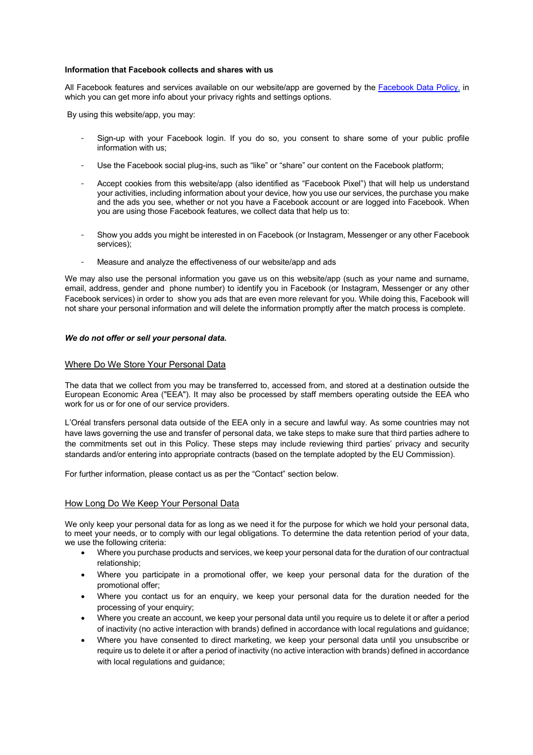**Information that Facebook collects and shares with us**

All Facebook features and services available on our website/app are governed by the [Facebook Data Policy,](https://www.facebook.com/policy.php) in which you can get more info about your privacy rights and settings options.

By using this website/app, you may:

- Sign-up with your Facebook login. If you do so, you consent to share some of your public profile information with us;
- Use the Facebook social plug-ins, such as "like" or "share" our content on the Facebook platform;
- Accept cookies from this website/app (also identified as "Facebook Pixel") that will help us understand your activities, including information about your device, how you use our services, the purchase you make and the ads you see, whether or not you have a Facebook account or are logged into Facebook. When you are using those Facebook features, we collect data that help us to:
- Show you adds you might be interested in on Facebook (or Instagram, Messenger or any other Facebook services);
- Measure and analyze the effectiveness of our website/app and ads

We may also use the personal information you gave us on this website/app (such as your name and surname, email, address, gender and phone number) to identify you in Facebook (or Instagram, Messenger or any other Facebook services) in order to show you ads that are even more relevant for you. While doing this, Facebook will not share your personal information and will delete the information promptly after the match process is complete.

***We do not offer or sell your personal data.***

## Where Do We Store Your Personal Data

The data that we collect from you may be transferred to, accessed from, and stored at a destination outside the European Economic Area ("EEA"). It may also be processed by staff members operating outside the EEA who work for us or for one of our service providers.

L'Oréal transfers personal data outside of the EEA only in a secure and lawful way. As some countries may not have laws governing the use and transfer of personal data, we take steps to make sure that third parties adhere to the commitments set out in this Policy. These steps may include reviewing third parties' privacy and security standards and/or entering into appropriate contracts (based on the template adopted by the EU Commission).

For further information, please contact us as per the "Contact" section below.

## How Long Do We Keep Your Personal Data

We only keep your personal data for as long as we need it for the purpose for which we hold your personal data, to meet your needs, or to comply with our legal obligations. To determine the data retention period of your data, we use the following criteria:

- Where you purchase products and services, we keep your personal data for the duration of our contractual relationship;
- Where you participate in a promotional offer, we keep your personal data for the duration of the promotional offer;
- Where you contact us for an enquiry, we keep your personal data for the duration needed for the processing of your enquiry;
- Where you create an account, we keep your personal data until you require us to delete it or after a period of inactivity (no active interaction with brands) defined in accordance with local regulations and guidance;
- Where you have consented to direct marketing, we keep your personal data until you unsubscribe or require us to delete it or after a period of inactivity (no active interaction with brands) defined in accordance with local regulations and guidance;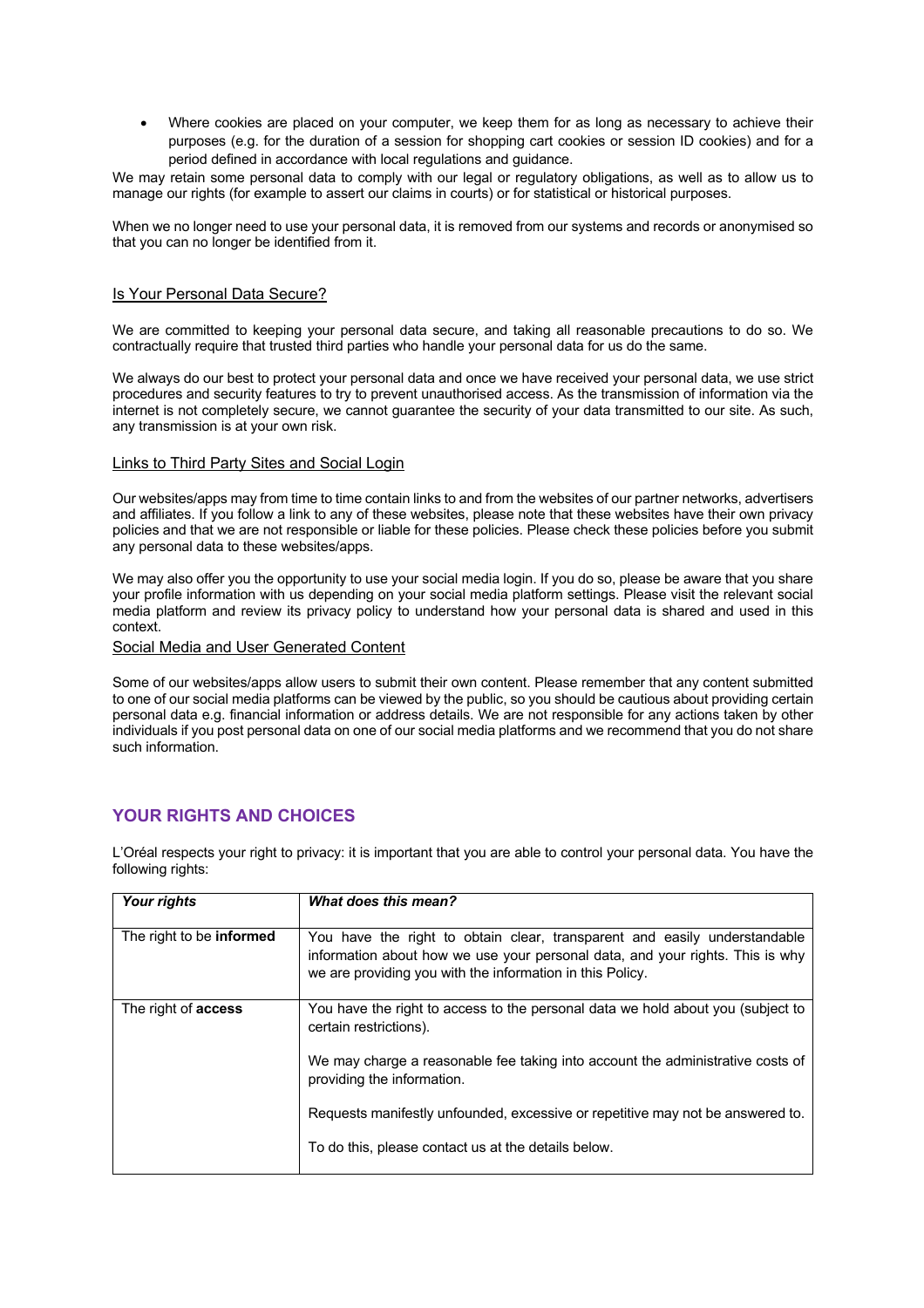- Where cookies are placed on your computer, we keep them for as long as necessary to achieve their purposes (e.g. for the duration of a session for shopping cart cookies or session ID cookies) and for a period defined in accordance with local regulations and guidance.

We may retain some personal data to comply with our legal or regulatory obligations, as well as to allow us to manage our rights (for example to assert our claims in courts) or for statistical or historical purposes.

When we no longer need to use your personal data, it is removed from our systems and records or anonymised so that you can no longer be identified from it.

### Is Your Personal Data Secure?

We are committed to keeping your personal data secure, and taking all reasonable precautions to do so. We contractually require that trusted third parties who handle your personal data for us do the same.

We always do our best to protect your personal data and once we have received your personal data, we use strict procedures and security features to try to prevent unauthorised access. As the transmission of information via the internet is not completely secure, we cannot guarantee the security of your data transmitted to our site. As such, any transmission is at your own risk.

### Links to Third Party Sites and Social Login

Our websites/apps may from time to time contain links to and from the websites of our partner networks, advertisers and affiliates. If you follow a link to any of these websites, please note that these websites have their own privacy policies and that we are not responsible or liable for these policies. Please check these policies before you submit any personal data to these websites/apps.

We may also offer you the opportunity to use your social media login. If you do so, please be aware that you share your profile information with us depending on your social media platform settings. Please visit the relevant social media platform and review its privacy policy to understand how your personal data is shared and used in this context.

### Social Media and User Generated Content

Some of our websites/apps allow users to submit their own content. Please remember that any content submitted to one of our social media platforms can be viewed by the public, so you should be cautious about providing certain personal data e.g. financial information or address details. We are not responsible for any actions taken by other individuals if you post personal data on one of our social media platforms and we recommend that you do not share such information.

## YOUR RIGHTS AND CHOICES

L'Oréal respects your right to privacy: it is important that you are able to control your personal data. You have the following rights:

| ***Your rights*** | ***What does this mean?*** |
|---|---|
| The right to be **informed** | You have the right to obtain clear, transparent and easily understandable information about how we use your personal data, and your rights. This is why we are providing you with the information in this Policy. |
| The right of **access** | You have the right to access to the personal data we hold about you (subject to certain restrictions).<br><br>We may charge a reasonable fee taking into account the administrative costs of providing the information.<br><br>Requests manifestly unfounded, excessive or repetitive may not be answered to.<br><br>To do this, please contact us at the details below. |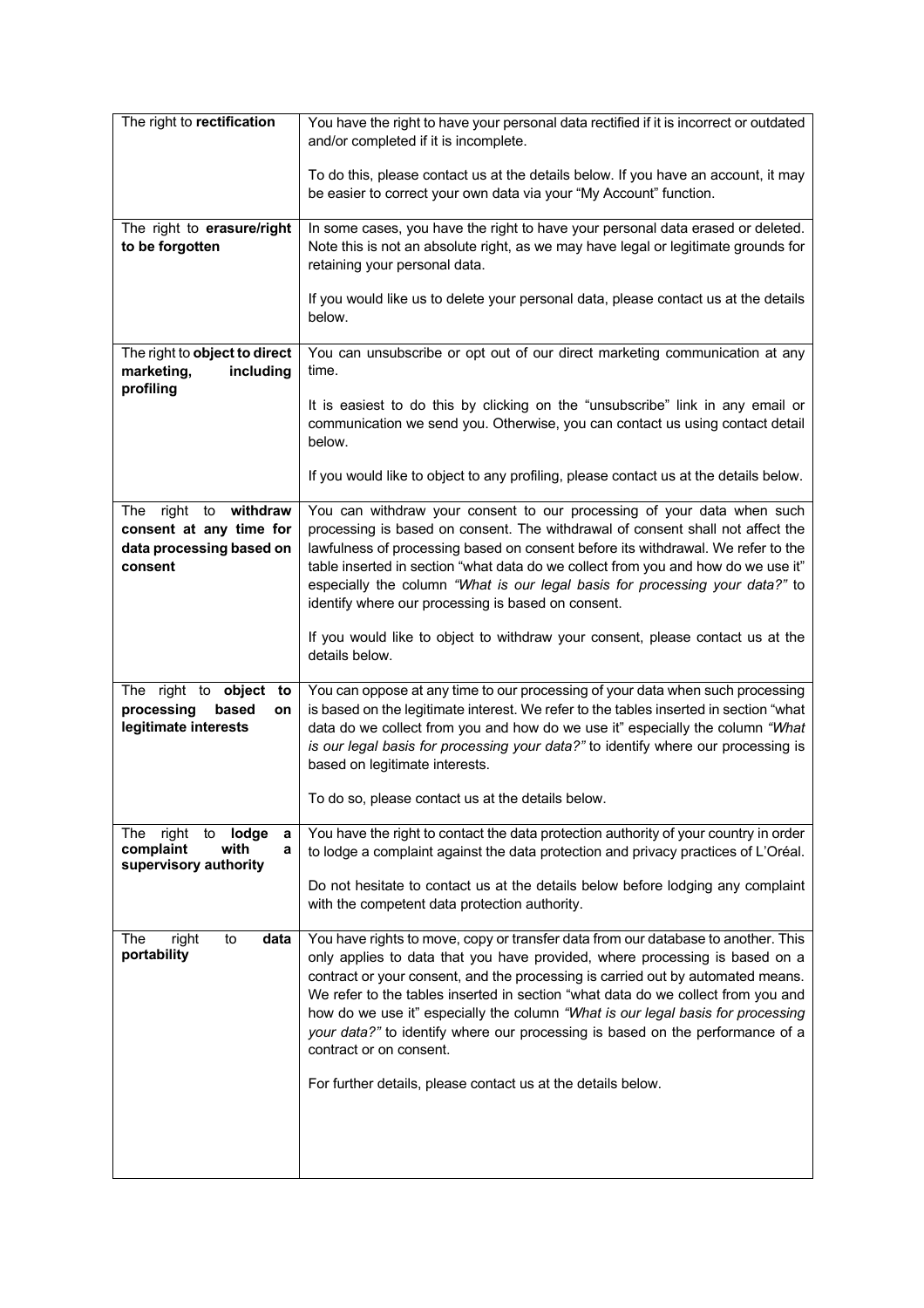| | |
|---|---|
| The right to **rectification** | You have the right to have your personal data rectified if it is incorrect or outdated and/or completed if it is incomplete.<br><br>To do this, please contact us at the details below. If you have an account, it may be easier to correct your own data via your "My Account" function. |
| The right to **erasure/right to be forgotten** | In some cases, you have the right to have your personal data erased or deleted. Note this is not an absolute right, as we may have legal or legitimate grounds for retaining your personal data.<br><br>If you would like us to delete your personal data, please contact us at the details below. |
| The right to **object to direct marketing, including profiling** | You can unsubscribe or opt out of our direct marketing communication at any time.<br><br>It is easiest to do this by clicking on the "unsubscribe" link in any email or communication we send you. Otherwise, you can contact us using contact detail below.<br><br>If you would like to object to any profiling, please contact us at the details below. |
| The right to **withdraw consent at any time for data processing based on consent** | You can withdraw your consent to our processing of your data when such processing is based on consent. The withdrawal of consent shall not affect the lawfulness of processing based on consent before its withdrawal. We refer to the table inserted in section "what data do we collect from you and how do we use it" especially the column *"What is our legal basis for processing your data?"* to identify where our processing is based on consent.<br><br>If you would like to object to withdraw your consent, please contact us at the details below. |
| The right to **object to processing based on legitimate interests** | You can oppose at any time to our processing of your data when such processing is based on the legitimate interest. We refer to the tables inserted in section "what data do we collect from you and how do we use it" especially the column *"What is our legal basis for processing your data?"* to identify where our processing is based on legitimate interests.<br><br>To do so, please contact us at the details below. |
| The right to **lodge a complaint with a supervisory authority** | You have the right to contact the data protection authority of your country in order to lodge a complaint against the data protection and privacy practices of L'Oréal.<br><br>Do not hesitate to contact us at the details below before lodging any complaint with the competent data protection authority. |
| The right to **data portability** | You have rights to move, copy or transfer data from our database to another. This only applies to data that you have provided, where processing is based on a contract or your consent, and the processing is carried out by automated means. We refer to the tables inserted in section "what data do we collect from you and how do we use it" especially the column *"What is our legal basis for processing your data?"* to identify where our processing is based on the performance of a contract or on consent.<br><br>For further details, please contact us at the details below. |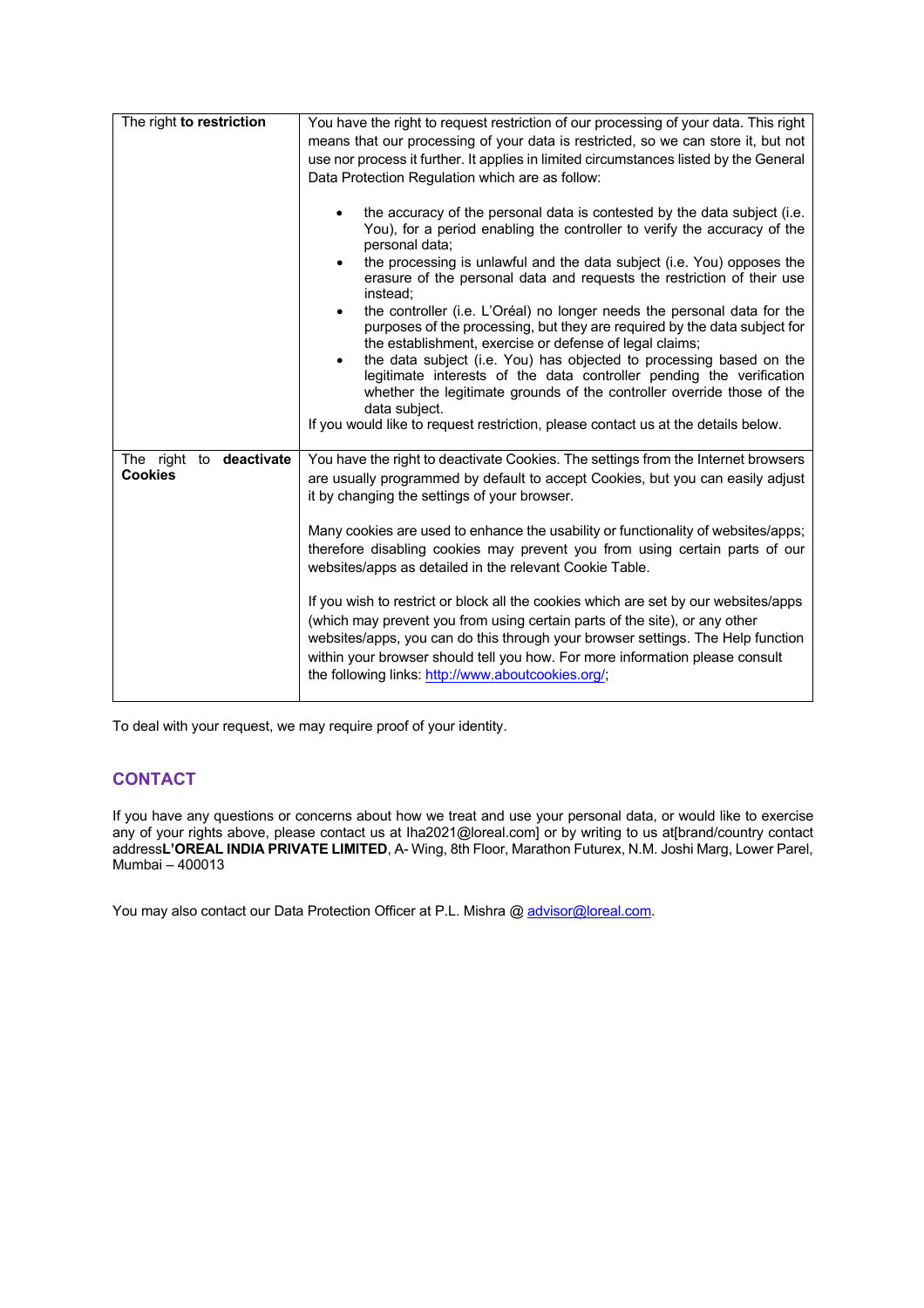| | |
|---|---|
| The right **to restriction** | You have the right to request restriction of our processing of your data. This right means that our processing of your data is restricted, so we can store it, but not use nor process it further. It applies in limited circumstances listed by the General Data Protection Regulation which are as follow:<br><br>• the accuracy of the personal data is contested by the data subject (i.e. You), for a period enabling the controller to verify the accuracy of the personal data;<br>• the processing is unlawful and the data subject (i.e. You) opposes the erasure of the personal data and requests the restriction of their use instead;<br>• the controller (i.e. L'Oréal) no longer needs the personal data for the purposes of the processing, but they are required by the data subject for the establishment, exercise or defense of legal claims;<br>• the data subject (i.e. You) has objected to processing based on the legitimate interests of the data controller pending the verification whether the legitimate grounds of the controller override those of the data subject.<br><br>If you would like to request restriction, please contact us at the details below. |
| The right to **deactivate Cookies** | You have the right to deactivate Cookies. The settings from the Internet browsers are usually programmed by default to accept Cookies, but you can easily adjust it by changing the settings of your browser.<br><br>Many cookies are used to enhance the usability or functionality of websites/apps; therefore disabling cookies may prevent you from using certain parts of our websites/apps as detailed in the relevant Cookie Table.<br><br>If you wish to restrict or block all the cookies which are set by our websites/apps (which may prevent you from using certain parts of the site), or any other websites/apps, you can do this through your browser settings. The Help function within your browser should tell you how. For more information please consult the following links: [http://www.aboutcookies.org/](http://www.aboutcookies.org/); |

To deal with your request, we may require proof of your identity.

## CONTACT

If you have any questions or concerns about how we treat and use your personal data, or would like to exercise any of your rights above, please contact us at lha2021@loreal.com] or by writing to us at[brand/country contact address**L'OREAL INDIA PRIVATE LIMITED**, A- Wing, 8th Floor, Marathon Futurex, N.M. Joshi Marg, Lower Parel, Mumbai – 400013

You may also contact our Data Protection Officer at P.L. Mishra @ [advisor@loreal.com](mailto:advisor@loreal.com).